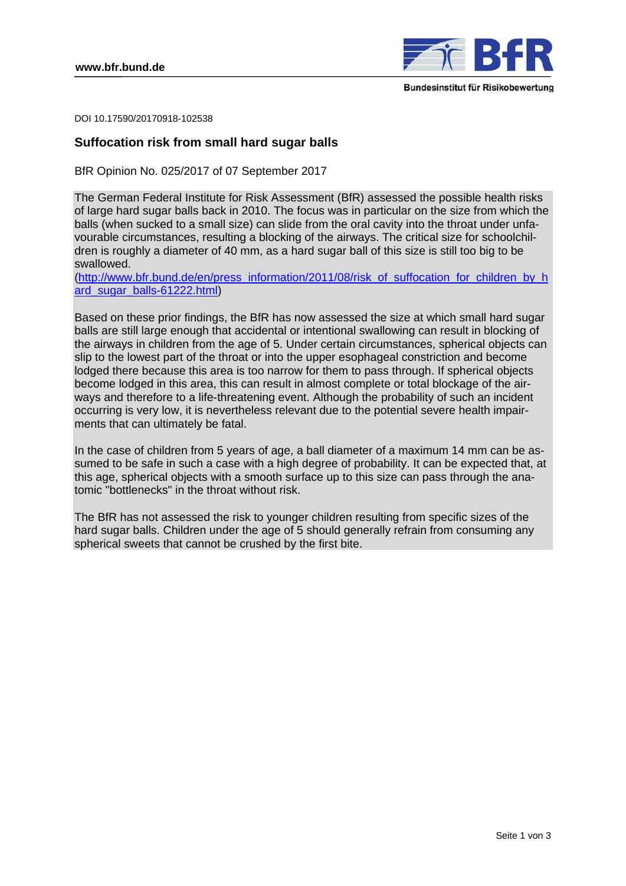DOI 10.17590/20170918-102538

# Suffocation risk from small hard sugar balls

BfR Opinion No. 025/2017 of 07 September 2017

The German Federal Institute for Risk Assessment (BfR) assessed the possible health risks of large hard sugar balls back in 2010. The focus was in particular on the size from which the balls (when sucked to a small size) can slide from the oral cavity into the throat under unfavourable circumstances, resulting a blocking of the airways. The critical size for schoolchildren is roughly a diameter of 40 mm, as a hard sugar ball of this size is still too big to be swallowed.
(http://www.bfr.bund.de/en/press_information/2011/08/risk_of_suffocation_for_children_by_hard_sugar_balls-61222.html)

Based on these prior findings, the BfR has now assessed the size at which small hard sugar balls are still large enough that accidental or intentional swallowing can result in blocking of the airways in children from the age of 5. Under certain circumstances, spherical objects can slip to the lowest part of the throat or into the upper esophageal constriction and become lodged there because this area is too narrow for them to pass through. If spherical objects become lodged in this area, this can result in almost complete or total blockage of the airways and therefore to a life-threatening event. Although the probability of such an incident occurring is very low, it is nevertheless relevant due to the potential severe health impairments that can ultimately be fatal.

In the case of children from 5 years of age, a ball diameter of a maximum 14 mm can be assumed to be safe in such a case with a high degree of probability. It can be expected that, at this age, spherical objects with a smooth surface up to this size can pass through the anatomic "bottlenecks" in the throat without risk.

The BfR has not assessed the risk to younger children resulting from specific sizes of the hard sugar balls. Children under the age of 5 should generally refrain from consuming any spherical sweets that cannot be crushed by the first bite.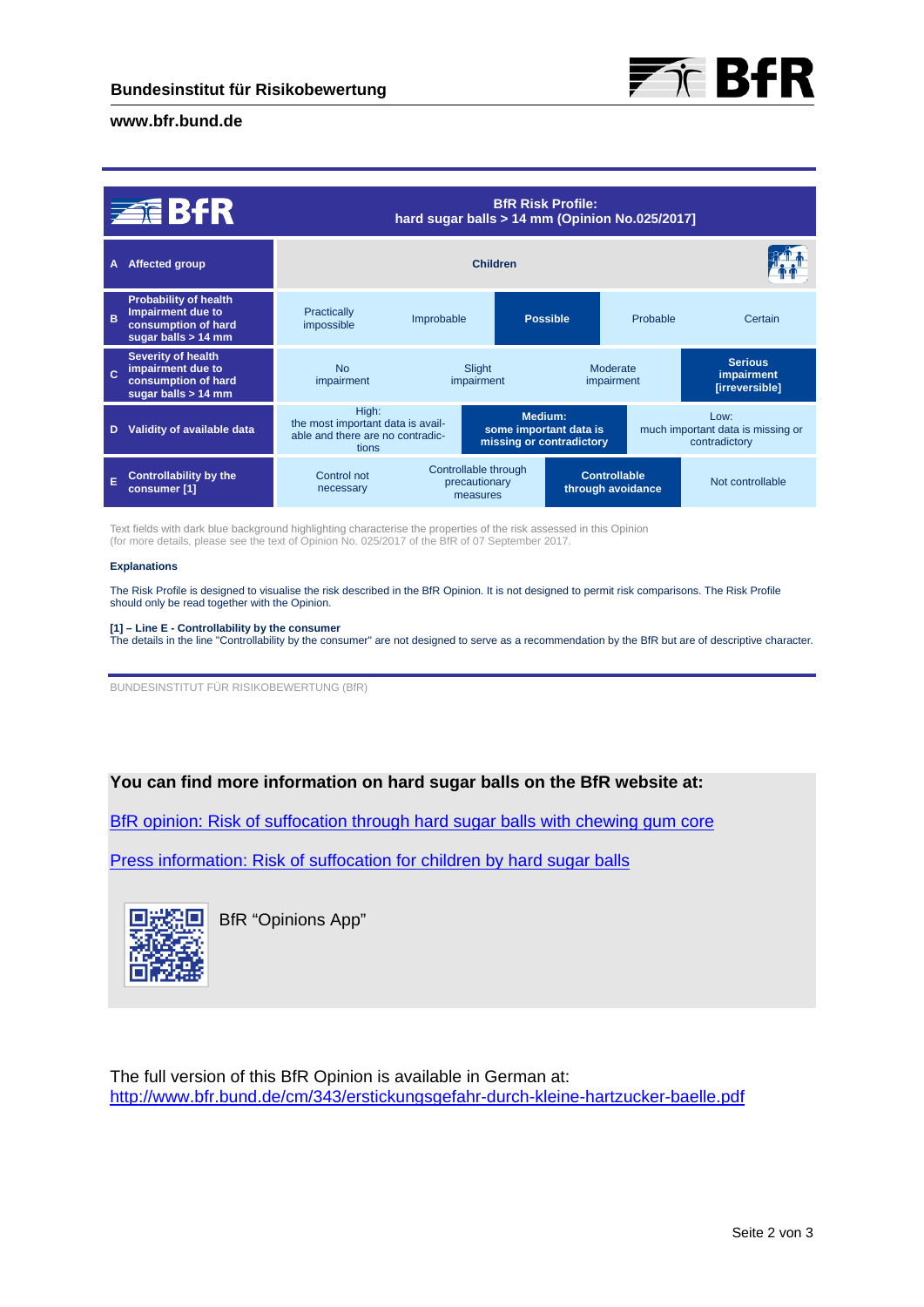| BfR Risk Profile: hard sugar balls > 14 mm (Opinion No.025/2017) | | | | | |
|---|---|---|---|---|---|
| **A** Affected group | **Children** | | | | |
| **B** Probability of health Impairment due to consumption of hard sugar balls > 14 mm | Practically impossible | Improbable | **Possible** | Probable | Certain |
| **C** Severity of health impairment due to consumption of hard sugar balls > 14 mm | No impairment | Slight impairment | Moderate impairment | **Serious impairment [irreversible]** | |
| **D** Validity of available data | High: the most important data is available and there are no contradictions | **Medium: some important data is missing or contradictory** | Low: much important data is missing or contradictory | | |
| **E** Controllability by the consumer [1] | Control not necessary | Controllable through precautionary measures | **Controllable through avoidance** | Not controllable | |

Text fields with dark blue background highlighting characterise the properties of the risk assessed in this Opinion (for more details, please see the text of Opinion No. 025/2017 of the BfR of 07 September 2017.

**Explanations**

The Risk Profile is designed to visualise the risk described in the BfR Opinion. It is not designed to permit risk comparisons. The Risk Profile should only be read together with the Opinion.

**[1] – Line E - Controllability by the consumer**
The details in the line "Controllability by the consumer" are not designed to serve as a recommendation by the BfR but are of descriptive character.

BUNDESINSTITUT FÜR RISIKOBEWERTUNG (BfR)

**You can find more information on hard sugar balls on the BfR website at:**

BfR opinion: Risk of suffocation through hard sugar balls with chewing gum core

Press information: Risk of suffocation for children by hard sugar balls

BfR “Opinions App”

The full version of this BfR Opinion is available in German at:
http://www.bfr.bund.de/cm/343/erstickungsgefahr-durch-kleine-hartzucker-baelle.pdf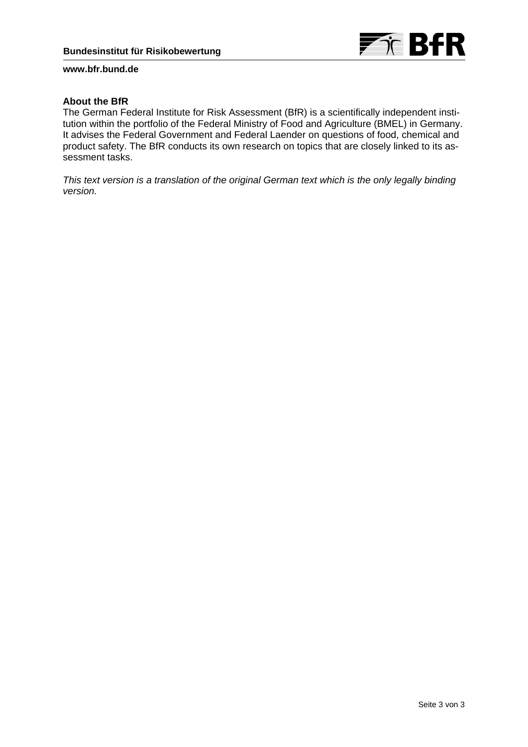**About the BfR**

The German Federal Institute for Risk Assessment (BfR) is a scientifically independent institution within the portfolio of the Federal Ministry of Food and Agriculture (BMEL) in Germany. It advises the Federal Government and Federal Laender on questions of food, chemical and product safety. The BfR conducts its own research on topics that are closely linked to its assessment tasks.

*This text version is a translation of the original German text which is the only legally binding version.*